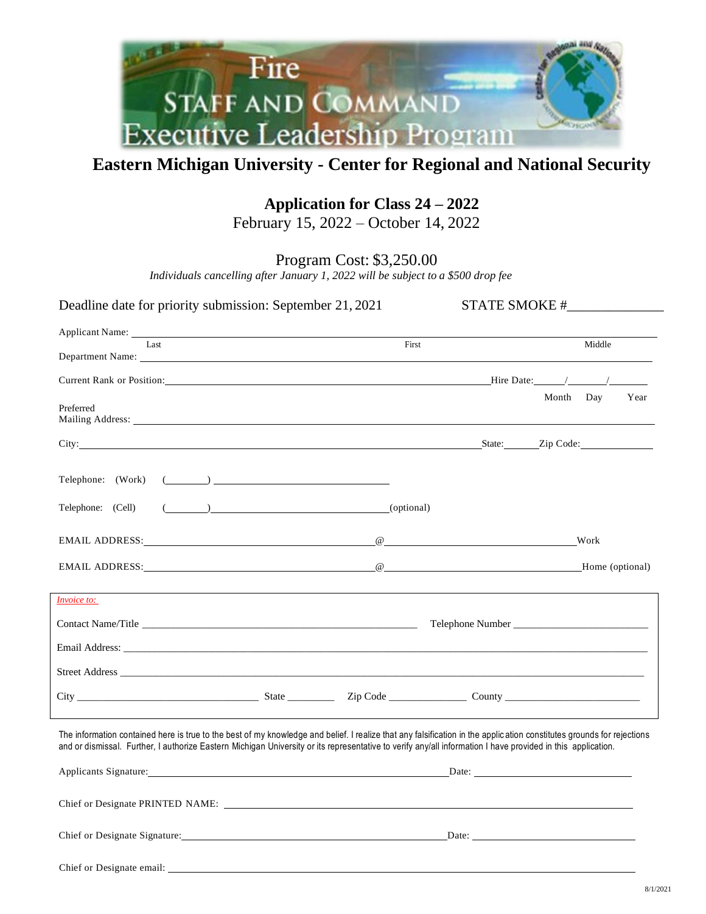# Fire Staff and Command Executive Leadership Program

## Eastern Michigan University - Center for Regional and National Security

### Application for Class 24 – 2022

February 15, 2022 – October 14, 2022

Program Cost: $3,250.00

*Individuals cancelling after January 1, 2022 will be subject to a $500 drop fee*

Deadline date for priority submission: September 21, 2021 STATE SMOKE #______________

Applicant Name: ______________________________________________
Last First Middle

Department Name: ______________________________________________

Current Rank or Position: ______________________ Hire Date: ____/____/____
Month Day Year

Preferred Mailing Address: ______________________________________________

City: ______________________ State: ______ Zip Code: ____________

Telephone: (Work) (_______) ______________________

Telephone: (Cell) (_______) ______________________ (optional)

EMAIL ADDRESS: ______________ @ ______________ Work

EMAIL ADDRESS: ______________ @ ______________ Home (optional)

*Invoice to:*

Contact Name/Title ______________________ Telephone Number ______________________

Email Address: ______________________________________________

Street Address ______________________________________________

City ______________ State ________ Zip Code ______________ County ______________

The information contained here is true to the best of my knowledge and belief. I realize that any falsification in the application constitutes grounds for rejections and or dismissal. Further, I authorize Eastern Michigan University or its representative to verify any/all information I have provided in this application.

Applicants Signature: ______________________ Date: ______________

Chief or Designate PRINTED NAME: ______________________________________________

Chief or Designate Signature: ______________________ Date: ______________

Chief or Designate email: ______________________________________________

8/1/2021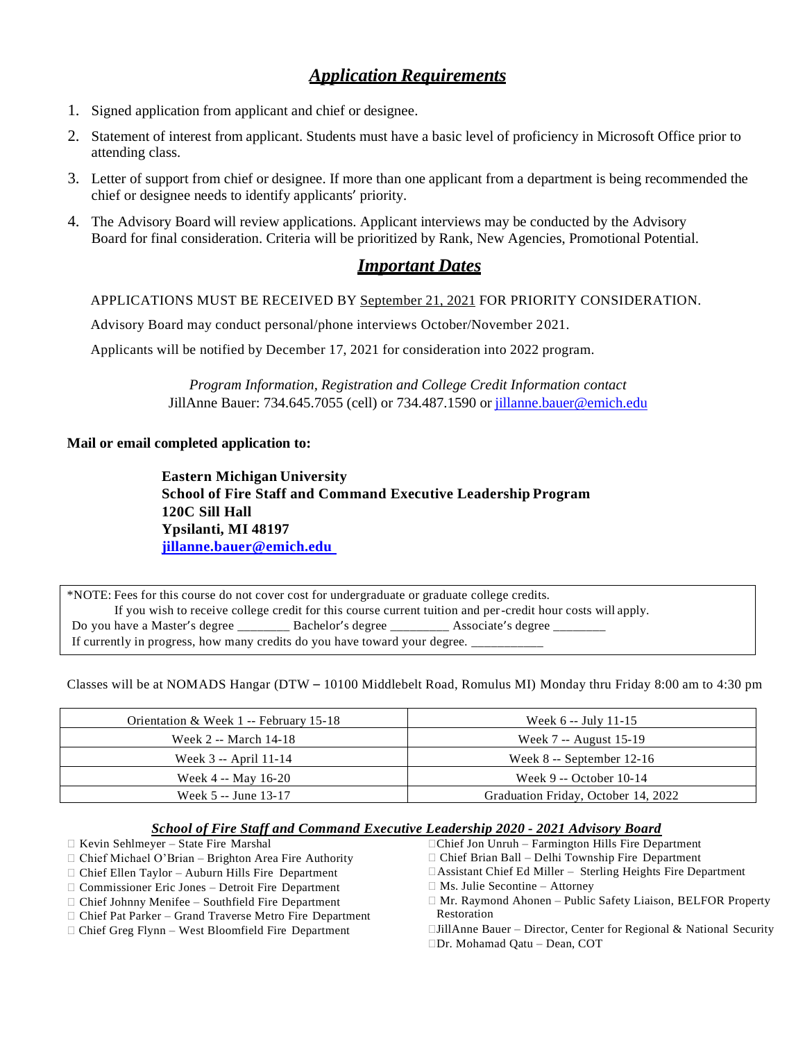## ***Application Requirements***

1. Signed application from applicant and chief or designee.
2. Statement of interest from applicant. Students must have a basic level of proficiency in Microsoft Office prior to attending class.
3. Letter of support from chief or designee. If more than one applicant from a department is being recommended the chief or designee needs to identify applicants' priority.
4. The Advisory Board will review applications. Applicant interviews may be conducted by the Advisory Board for final consideration. Criteria will be prioritized by Rank, New Agencies, Promotional Potential.

## ***Important Dates***

APPLICATIONS MUST BE RECEIVED BY September 21, 2021 FOR PRIORITY CONSIDERATION.

Advisory Board may conduct personal/phone interviews October/November 2021.

Applicants will be notified by December 17, 2021 for consideration into 2022 program.

*Program Information, Registration and College Credit Information contact*
JillAnne Bauer: 734.645.7055 (cell) or 734.487.1590 or jillanne.bauer@emich.edu

**Mail or email completed application to:**

**Eastern Michigan University**
**School of Fire Staff and Command Executive Leadership Program**
**120C Sill Hall**
**Ypsilanti, MI 48197**
**jillanne.bauer@emich.edu**

*NOTE: Fees for this course do not cover cost for undergraduate or graduate college credits.
If you wish to receive college credit for this course current tuition and per-credit hour costs will apply.
Do you have a Master's degree ________ Bachelor's degree _________ Associate's degree ________
If currently in progress, how many credits do you have toward your degree. ___________

Classes will be at NOMADS Hangar (DTW – 10100 Middlebelt Road, Romulus MI) Monday thru Friday 8:00 am to 4:30 pm

| | |
|---|---|
| Orientation & Week 1 -- February 15-18 | Week 6 -- July 11-15 |
| Week 2 -- March 14-18 | Week 7 -- August 15-19 |
| Week 3 -- April 11-14 | Week 8 -- September 12-16 |
| Week 4 -- May 16-20 | Week 9 -- October 10-14 |
| Week 5 -- June 13-17 | Graduation Friday, October 14, 2022 |

### ***School of Fire Staff and Command Executive Leadership 2020 - 2021 Advisory Board***

- Kevin Sehlmeyer – State Fire Marshal
- Chief Michael O'Brian – Brighton Area Fire Authority
- Chief Ellen Taylor – Auburn Hills Fire Department
- Commissioner Eric Jones – Detroit Fire Department
- Chief Johnny Menifee – Southfield Fire Department
- Chief Pat Parker – Grand Traverse Metro Fire Department
- Chief Greg Flynn – West Bloomfield Fire Department
- Chief Jon Unruh – Farmington Hills Fire Department
- Chief Brian Ball – Delhi Township Fire Department
- Assistant Chief Ed Miller – Sterling Heights Fire Department
- Ms. Julie Secontine – Attorney
- Mr. Raymond Ahonen – Public Safety Liaison, BELFOR Property Restoration
- JillAnne Bauer – Director, Center for Regional & National Security
- Dr. Mohamad Qatu – Dean, COT